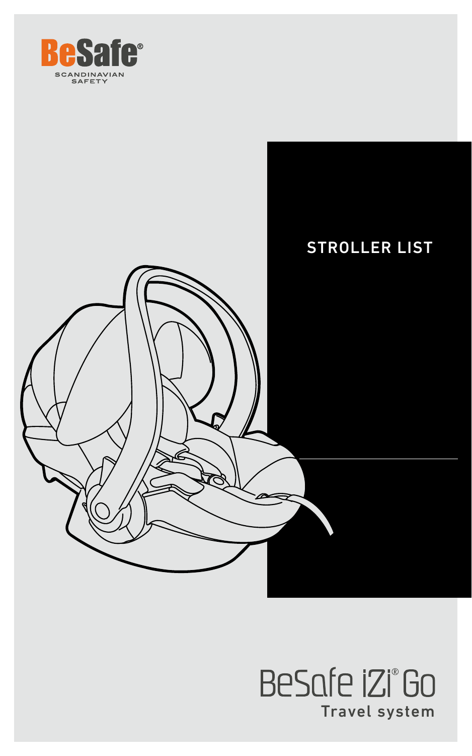BeSafe®

SCANDINAVIAN SAFETY

# STROLLER LIST

BeSafe iZi® Go

Travel system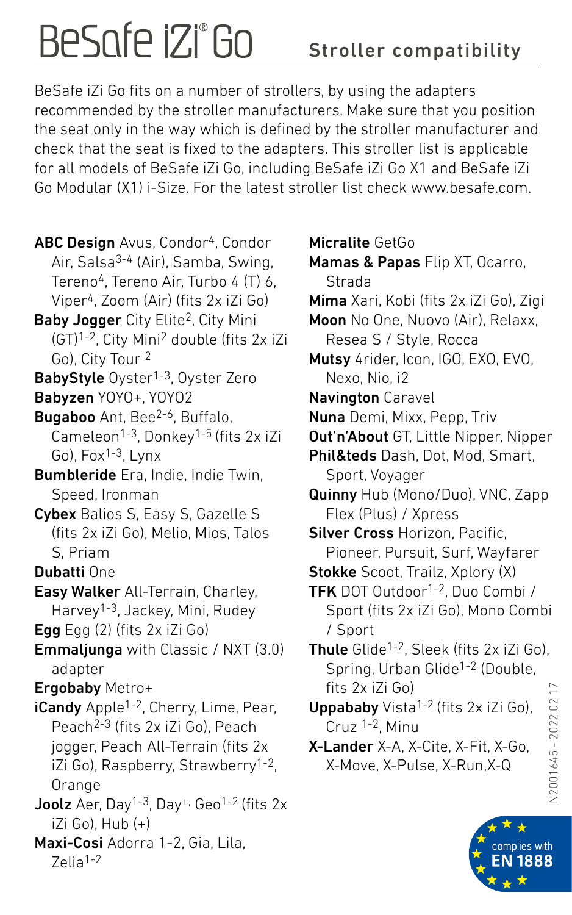# BeSafe iZi® Go

## Stroller compatibility

BeSafe iZi Go fits on a number of strollers, by using the adapters recommended by the stroller manufacturers. Make sure that you position the seat only in the way which is defined by the stroller manufacturer and check that the seat is fixed to the adapters. This stroller list is applicable for all models of BeSafe iZi Go, including BeSafe iZi Go X1 and BeSafe iZi Go Modular (X1) i-Size. For the latest stroller list check www.besafe.com.

**ABC Design** Avus, Condor[4], Condor Air, Salsa[3-4] (Air), Samba, Swing, Tereno[4], Tereno Air, Turbo 4 (T) 6, Viper[4], Zoom (Air) (fits 2x iZi Go)

**Baby Jogger** City Elite[2], City Mini (GT)[1-2], City Mini[2] double (fits 2x iZi Go), City Tour [2]

**BabyStyle** Oyster[1-3], Oyster Zero

**Babyzen** YOYO+, YOYO2

**Bugaboo** Ant, Bee[2-6], Buffalo, Cameleon[1-3], Donkey[1-5] (fits 2x iZi Go), Fox[1-3], Lynx

**Bumbleride** Era, Indie, Indie Twin, Speed, Ironman

**Cybex** Balios S, Easy S, Gazelle S (fits 2x iZi Go), Melio, Mios, Talos S, Priam

**Dubatti** One

**Easy Walker** All-Terrain, Charley, Harvey[1-3], Jackey, Mini, Rudey

**Egg** Egg (2) (fits 2x iZi Go)

**Emmaljunga** with Classic / NXT (3.0) adapter

**Ergobaby** Metro+

**iCandy** Apple[1-2], Cherry, Lime, Pear, Peach[2-3] (fits 2x iZi Go), Peach jogger, Peach All-Terrain (fits 2x iZi Go), Raspberry, Strawberry[1-2], Orange

**Joolz** Aer, Day[1-3], Day+, Geo[1-2] (fits 2x iZi Go), Hub (+)

**Maxi-Cosi** Adorra 1-2, Gia, Lila, Zelia[1-2]

**Micralite** GetGo

**Mamas & Papas** Flip XT, Ocarro, Strada

**Mima** Xari, Kobi (fits 2x iZi Go), Zigi

**Moon** No One, Nuovo (Air), Relaxx, Resea S / Style, Rocca

**Mutsy** 4rider, Icon, IGO, EXO, EVO, Nexo, Nio, i2

**Navington** Caravel

**Nuna** Demi, Mixx, Pepp, Triv

**Out'n'About** GT, Little Nipper, Nipper

**Phil&teds** Dash, Dot, Mod, Smart, Sport, Voyager

**Quinny** Hub (Mono/Duo), VNC, Zapp Flex (Plus) / Xpress

**Silver Cross** Horizon, Pacific, Pioneer, Pursuit, Surf, Wayfarer

**Stokke** Scoot, Trailz, Xplory (X)

**TFK** DOT Outdoor[1-2], Duo Combi / Sport (fits 2x iZi Go), Mono Combi / Sport

**Thule** Glide[1-2], Sleek (fits 2x iZi Go), Spring, Urban Glide[1-2] (Double, fits 2x iZi Go)

**Uppababy** Vista[1-2] (fits 2x iZi Go), Cruz [1-2], Minu

**X-Lander** X-A, X-Cite, X-Fit, X-Go, X-Move, X-Pulse, X-Run,X-Q

N2001645 - 2022 02 17

complies with EN 1888